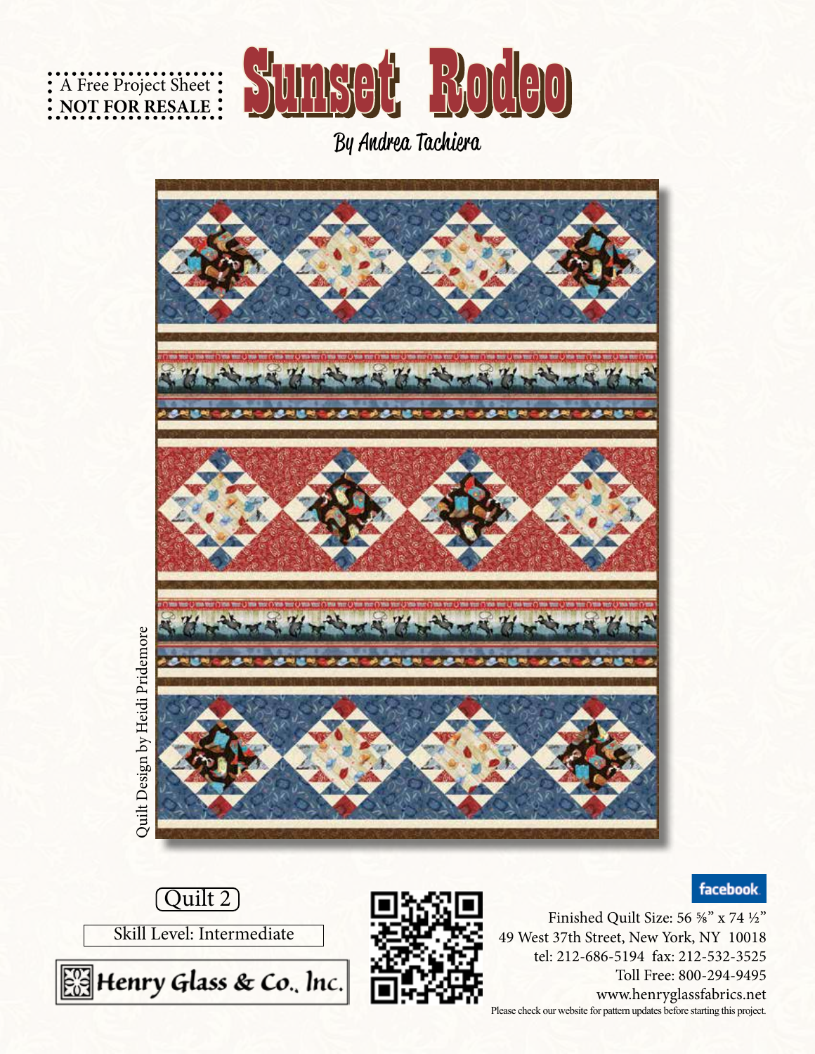A Free Project Sheet
**NOT FOR RESALE**

# Sunset Rodeo

By Andrea Tachiera

Quilt Design by Heidi Pridemore

Quilt 2

Skill Level: Intermediate

Henry Glass & Co., Inc.

facebook

Finished Quilt Size: 56 ⅝" x 74 ½"

49 West 37th Street, New York, NY 10018

tel: 212-686-5194 fax: 212-532-3525

Toll Free: 800-294-9495

www.henryglassfabrics.net

Please check our website for pattern updates before starting this project.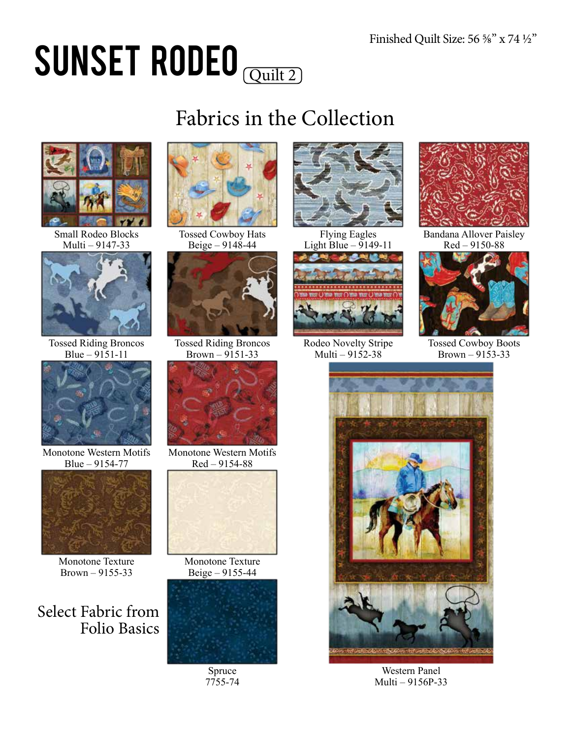# SUNSET RODEO (Quilt 2)

Finished Quilt Size: 56 ⅝" x 74 ½"

## Fabrics in the Collection

Small Rodeo Blocks
Multi – 9147-33

Tossed Cowboy Hats
Beige – 9148-44

Flying Eagles
Light Blue – 9149-11

Bandana Allover Paisley
Red – 9150-88

Tossed Riding Broncos
Blue – 9151-11

Tossed Riding Broncos
Brown – 9151-33

Rodeo Novelty Stripe
Multi – 9152-38

Tossed Cowboy Boots
Brown – 9153-33

Monotone Western Motifs
Blue – 9154-77

Monotone Western Motifs
Red – 9154-88

Monotone Texture
Brown – 9155-33

Monotone Texture
Beige – 9155-44

Western Panel
Multi – 9156P-33

Select Fabric from Folio Basics

Spruce
7755-74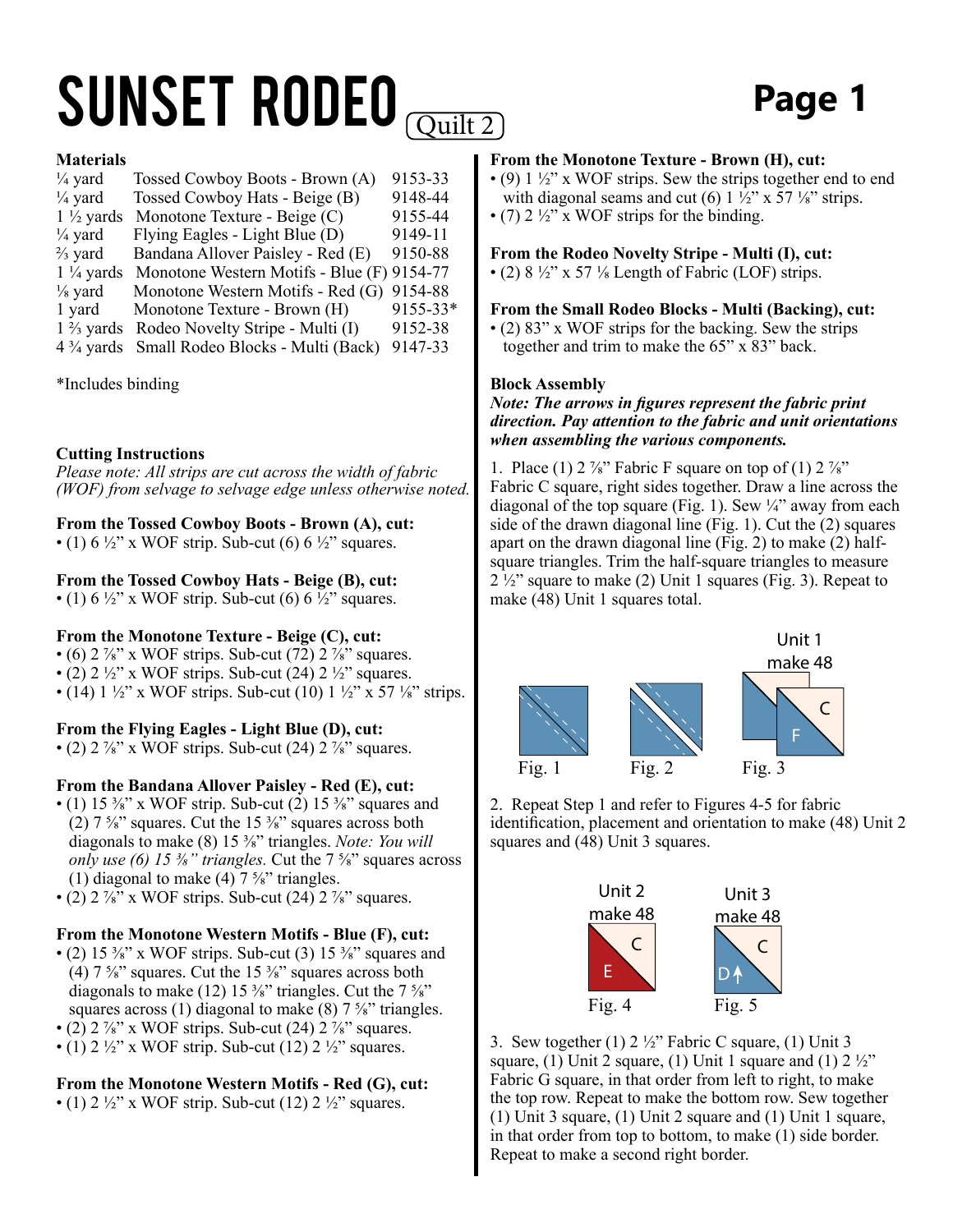# SUNSET RODEO (Quilt 2)

## Materials

| | | |
|---|---|---|
| ¼ yard | Tossed Cowboy Boots - Brown (A) | 9153-33 |
| ¼ yard | Tossed Cowboy Hats - Beige (B) | 9148-44 |
| 1 ½ yards | Monotone Texture - Beige (C) | 9155-44 |
| ¼ yard | Flying Eagles - Light Blue (D) | 9149-11 |
| ⅔ yard | Bandana Allover Paisley - Red (E) | 9150-88 |
| 1 ¼ yards | Monotone Western Motifs - Blue (F) | 9154-77 |
| ⅛ yard | Monotone Western Motifs - Red (G) | 9154-88 |
| 1 yard | Monotone Texture - Brown (H) | 9155-33* |
| 1 ⅔ yards | Rodeo Novelty Stripe - Multi (I) | 9152-38 |
| 4 ¾ yards | Small Rodeo Blocks - Multi (Back) | 9147-33 |

*Includes binding

## Cutting Instructions

*Please note: All strips are cut across the width of fabric (WOF) from selvage to selvage edge unless otherwise noted.*

**From the Tossed Cowboy Boots - Brown (A), cut:**
- (1) 6 ½" x WOF strip. Sub-cut (6) 6 ½" squares.

**From the Tossed Cowboy Hats - Beige (B), cut:**
- (1) 6 ½" x WOF strip. Sub-cut (6) 6 ½" squares.

**From the Monotone Texture - Beige (C), cut:**
- (6) 2 ⅞" x WOF strips. Sub-cut (72) 2 ⅞" squares.
- (2) 2 ½" x WOF strips. Sub-cut (24) 2 ½" squares.
- (14) 1 ½" x WOF strips. Sub-cut (10) 1 ½" x 57 ⅛" strips.

**From the Flying Eagles - Light Blue (D), cut:**
- (2) 2 ⅞" x WOF strips. Sub-cut (24) 2 ⅞" squares.

**From the Bandana Allover Paisley - Red (E), cut:**
- (1) 15 ⅜" x WOF strip. Sub-cut (2) 15 ⅜" squares and (2) 7 ⅝" squares. Cut the 15 ⅜" squares across both diagonals to make (8) 15 ⅜" triangles. *Note: You will only use (6) 15 ⅜" triangles.* Cut the 7 ⅝" squares across (1) diagonal to make (4) 7 ⅝" triangles.
- (2) 2 ⅞" x WOF strips. Sub-cut (24) 2 ⅞" squares.

**From the Monotone Western Motifs - Blue (F), cut:**
- (2) 15 ⅜" x WOF strips. Sub-cut (3) 15 ⅜" squares and (4) 7 ⅝" squares. Cut the 15 ⅜" squares across both diagonals to make (12) 15 ⅜" triangles. Cut the 7 ⅝" squares across (1) diagonal to make (8) 7 ⅝" triangles.
- (2) 2 ⅞" x WOF strips. Sub-cut (24) 2 ⅞" squares.
- (1) 2 ½" x WOF strip. Sub-cut (12) 2 ½" squares.

**From the Monotone Western Motifs - Red (G), cut:**
- (1) 2 ½" x WOF strip. Sub-cut (12) 2 ½" squares.

**From the Monotone Texture - Brown (H), cut:**
- (9) 1 ½" x WOF strips. Sew the strips together end to end with diagonal seams and cut (6) 1 ½" x 57 ⅛" strips.
- (7) 2 ½" x WOF strips for the binding.

**From the Rodeo Novelty Stripe - Multi (I), cut:**
- (2) 8 ½" x 57 ⅛ Length of Fabric (LOF) strips.

**From the Small Rodeo Blocks - Multi (Backing), cut:**
- (2) 83" x WOF strips for the backing. Sew the strips together and trim to make the 65" x 83" back.

## Block Assembly

***Note: The arrows in figures represent the fabric print direction. Pay attention to the fabric and unit orientations when assembling the various components.***

1. Place (1) 2 ⅞" Fabric F square on top of (1) 2 ⅞" Fabric C square, right sides together. Draw a line across the diagonal of the top square (Fig. 1). Sew ¼" away from each side of the drawn diagonal line (Fig. 1). Cut the (2) squares apart on the drawn diagonal line (Fig. 2) to make (2) half-square triangles. Trim the half-square triangles to measure 2 ½" square to make (2) Unit 1 squares (Fig. 3). Repeat to make (48) Unit 1 squares total.

Unit 1 make 48

Fig. 1 Fig. 2 Fig. 3

2. Repeat Step 1 and refer to Figures 4-5 for fabric identification, placement and orientation to make (48) Unit 2 squares and (48) Unit 3 squares.

Unit 2 make 48 Unit 3 make 48

Fig. 4 Fig. 5

3. Sew together (1) 2 ½" Fabric C square, (1) Unit 3 square, (1) Unit 2 square, (1) Unit 1 square and (1) 2 ½" Fabric G square, in that order from left to right, to make the top row. Repeat to make the bottom row. Sew together (1) Unit 3 square, (1) Unit 2 square and (1) Unit 1 square, in that order from top to bottom, to make (1) side border. Repeat to make a second right border.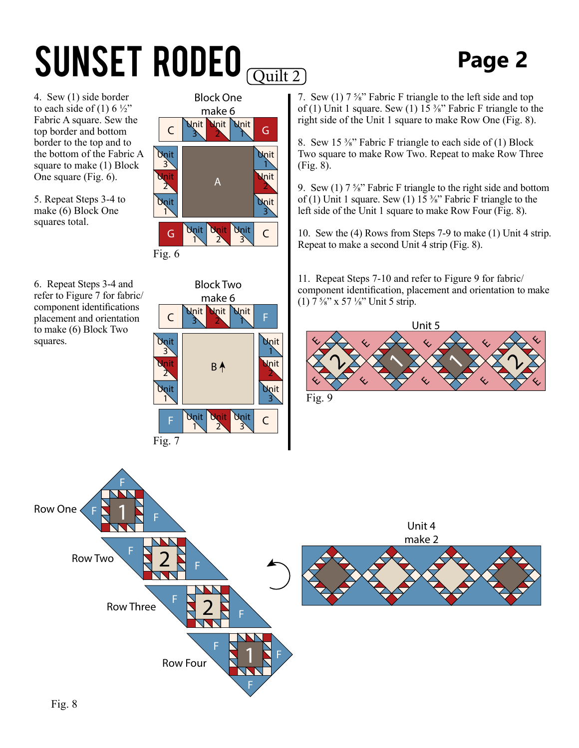# SUNSET RODEO (Quilt 2)

4. Sew (1) side border to each side of (1) 6 ½" Fabric A square. Sew the top border and bottom border to the top and to the bottom of the Fabric A square to make (1) Block One square (Fig. 6).

5. Repeat Steps 3-4 to make (6) Block One squares total.

Block One
make 6

Fig. 6

6. Repeat Steps 3-4 and refer to Figure 7 for fabric/component identifications placement and orientation to make (6) Block Two squares.

Block Two
make 6

Fig. 7

7. Sew (1) 7 ⅝" Fabric F triangle to the left side and top of (1) Unit 1 square. Sew (1) 15 ⅜" Fabric F triangle to the right side of the Unit 1 square to make Row One (Fig. 8).

8. Sew 15 ⅜" Fabric F triangle to each side of (1) Block Two square to make Row Two. Repeat to make Row Three (Fig. 8).

9. Sew (1) 7 ⅝" Fabric F triangle to the right side and bottom of (1) Unit 1 square. Sew (1) 15 ⅜" Fabric F triangle to the left side of the Unit 1 square to make Row Four (Fig. 8).

10. Sew the (4) Rows from Steps 7-9 to make (1) Unit 4 strip. Repeat to make a second Unit 4 strip (Fig. 8).

11. Repeat Steps 7-10 and refer to Figure 9 for fabric/component identification, placement and orientation to make (1) 7 ⅝" x 57 ⅛" Unit 5 strip.

Unit 5

Fig. 9

Row One

Row Two

Row Three

Row Four

Unit 4
make 2

Fig. 8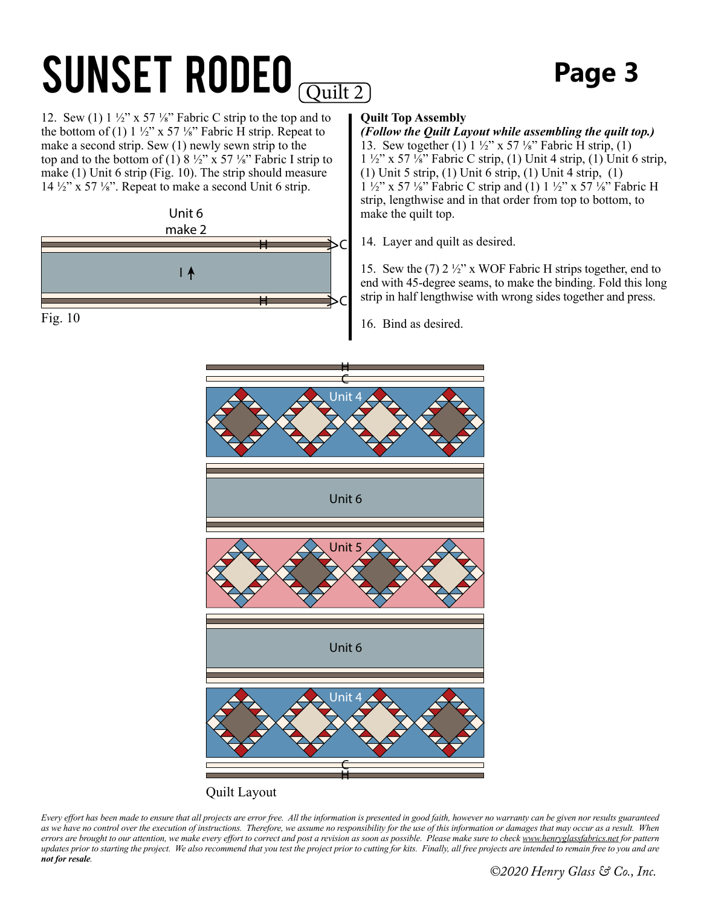# SUNSET RODEO (Quilt 2)

12. Sew (1) 1 ½" x 57 ⅛" Fabric C strip to the top and to the bottom of (1) 1 ½" x 57 ⅛" Fabric H strip. Repeat to make a second strip. Sew (1) newly sewn strip to the top and to the bottom of (1) 8 ½" x 57 ⅛" Fabric I strip to make (1) Unit 6 strip (Fig. 10). The strip should measure 14 ½" x 57 ⅛". Repeat to make a second Unit 6 strip.

Unit 6
make 2

H
C
I
H
C

Fig. 10

**Quilt Top Assembly**

***(Follow the Quilt Layout while assembling the quilt top.)***

13. Sew together (1) 1 ½" x 57 ⅛" Fabric H strip, (1) 1 ½" x 57 ⅛" Fabric C strip, (1) Unit 4 strip, (1) Unit 6 strip, (1) Unit 5 strip, (1) Unit 6 strip, (1) Unit 4 strip, (1) 1 ½" x 57 ⅛" Fabric C strip and (1) 1 ½" x 57 ⅛" Fabric H strip, lengthwise and in that order from top to bottom, to make the quilt top.

14. Layer and quilt as desired.

15. Sew the (7) 2 ½" x WOF Fabric H strips together, end to end with 45-degree seams, to make the binding. Fold this long strip in half lengthwise with wrong sides together and press.

16. Bind as desired.

H
C
Unit 4
Unit 6
Unit 5
Unit 6
Unit 4
C
H

Quilt Layout

*Every effort has been made to ensure that all projects are error free. All the information is presented in good faith, however no warranty can be given nor results guaranteed as we have no control over the execution of instructions. Therefore, we assume no responsibility for the use of this information or damages that may occur as a result. When errors are brought to our attention, we make every effort to correct and post a revision as soon as possible. Please make sure to check www.henryglassfabrics.net for pattern updates prior to starting the project. We also recommend that you test the project prior to cutting for kits. Finally, all free projects are intended to remain free to you and are **not for resale**.*

*©2020 Henry Glass & Co., Inc.*